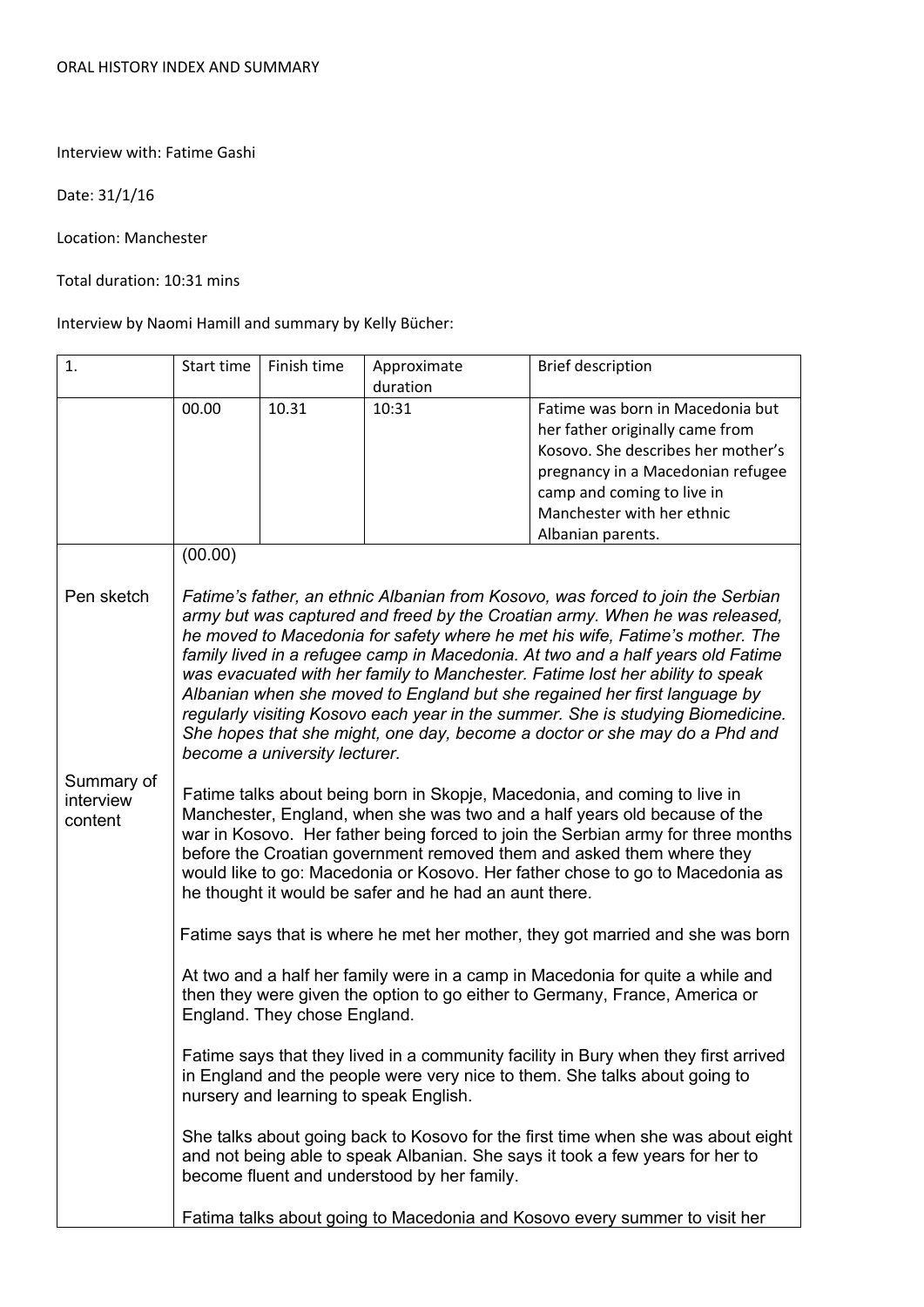ORAL HISTORY INDEX AND SUMMARY

Interview with: Fatime Gashi

Date: 31/1/16

Location: Manchester

Total duration: 10:31 mins

Interview by Naomi Hamill and summary by Kelly Bücher:

| 1. | Start time | Finish time | Approximate duration | Brief description |
|---|---|---|---|---|
| | 00.00 | 10.31 | 10:31 | Fatime was born in Macedonia but her father originally came from Kosovo. She describes her mother's pregnancy in a Macedonian refugee camp and coming to live in Manchester with her ethnic Albanian parents. |

(00.00)

**Pen sketch**

*Fatime's father, an ethnic Albanian from Kosovo, was forced to join the Serbian army but was captured and freed by the Croatian army. When he was released, he moved to Macedonia for safety where he met his wife, Fatime's mother. The family lived in a refugee camp in Macedonia. At two and a half years old Fatime was evacuated with her family to Manchester. Fatime lost her ability to speak Albanian when she moved to England but she regained her first language by regularly visiting Kosovo each year in the summer. She is studying Biomedicine. She hopes that she might, one day, become a doctor or she may do a Phd and become a university lecturer.*

**Summary of interview content**

Fatime talks about being born in Skopje, Macedonia, and coming to live in Manchester, England, when she was two and a half years old because of the war in Kosovo. Her father being forced to join the Serbian army for three months before the Croatian government removed them and asked them where they would like to go: Macedonia or Kosovo. Her father chose to go to Macedonia as he thought it would be safer and he had an aunt there.

Fatime says that is where he met her mother, they got married and she was born

At two and a half her family were in a camp in Macedonia for quite a while and then they were given the option to go either to Germany, France, America or England. They chose England.

Fatime says that they lived in a community facility in Bury when they first arrived in England and the people were very nice to them. She talks about going to nursery and learning to speak English.

She talks about going back to Kosovo for the first time when she was about eight and not being able to speak Albanian. She says it took a few years for her to become fluent and understood by her family.

Fatima talks about going to Macedonia and Kosovo every summer to visit her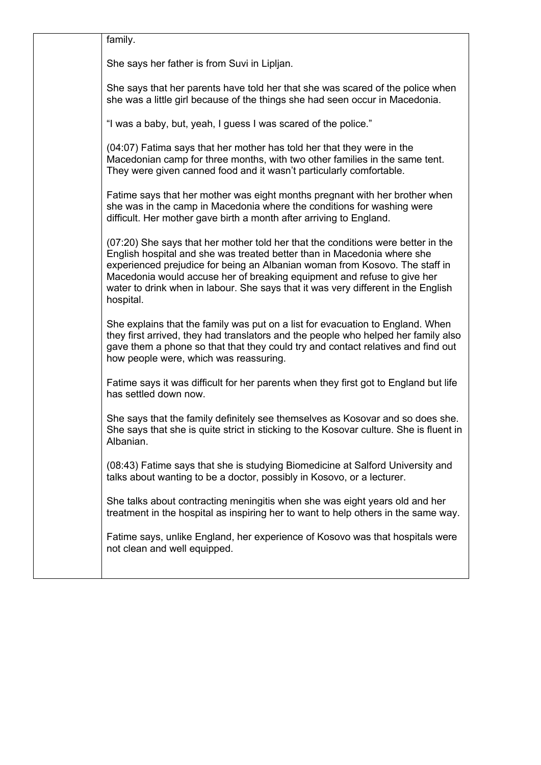| | |
|---|---|
| | family.<br><br>She says her father is from Suvi in Lipljan.<br><br>She says that her parents have told her that she was scared of the police when she was a little girl because of the things she had seen occur in Macedonia.<br><br>"I was a baby, but, yeah, I guess I was scared of the police."<br><br>(04:07) Fatima says that her mother has told her that they were in the Macedonian camp for three months, with two other families in the same tent. They were given canned food and it wasn't particularly comfortable.<br><br>Fatime says that her mother was eight months pregnant with her brother when she was in the camp in Macedonia where the conditions for washing were difficult. Her mother gave birth a month after arriving to England.<br><br>(07:20) She says that her mother told her that the conditions were better in the English hospital and she was treated better than in Macedonia where she experienced prejudice for being an Albanian woman from Kosovo. The staff in Macedonia would accuse her of breaking equipment and refuse to give her water to drink when in labour. She says that it was very different in the English hospital.<br><br>She explains that the family was put on a list for evacuation to England. When they first arrived, they had translators and the people who helped her family also gave them a phone so that that they could try and contact relatives and find out how people were, which was reassuring.<br><br>Fatime says it was difficult for her parents when they first got to England but life has settled down now.<br><br>She says that the family definitely see themselves as Kosovar and so does she. She says that she is quite strict in sticking to the Kosovar culture. She is fluent in Albanian.<br><br>(08:43) Fatime says that she is studying Biomedicine at Salford University and talks about wanting to be a doctor, possibly in Kosovo, or a lecturer.<br><br>She talks about contracting meningitis when she was eight years old and her treatment in the hospital as inspiring her to want to help others in the same way.<br><br>Fatime says, unlike England, her experience of Kosovo was that hospitals were not clean and well equipped. |